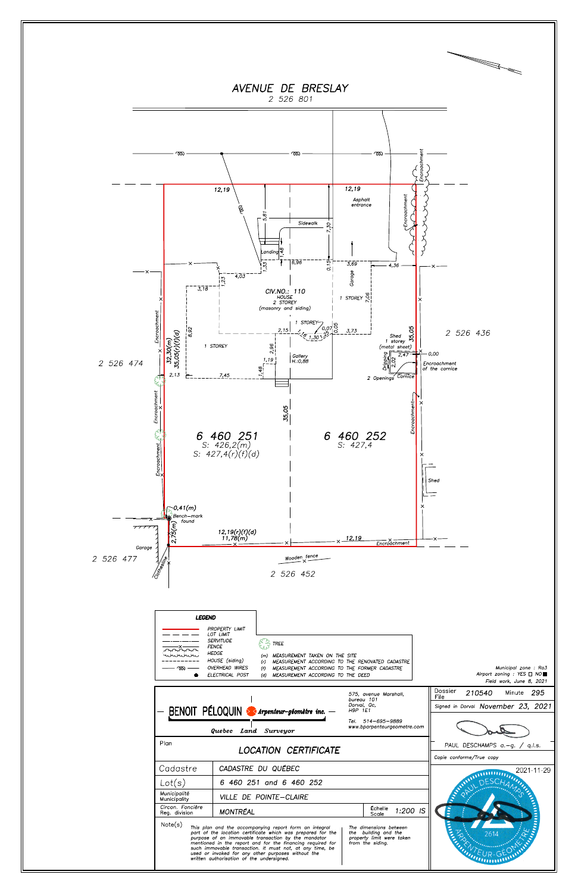# AVENUE DE BRESLAY

2 526 801

CIV.NO.: 110
HOUSE
2 STOREY
(masonry and siding)

6 460 251
S: 426,2(m)
S: 427,4(r)(f)(d)

6 460 252
S: 427,4

2 526 474

2 526 436

2 526 477

2 526 452

Asphalt entrance
Sidewalk
Landing
Garage
1 STOREY
1 STOREY
1 STOREY
Gallery H.:0,88
Shed 1 storey (metal sheet)
Dripping
2 Openings
Cornice
Encroachment of the cornice
Encroachment
Bench-mark found
Garage
Clothesline
Wooden fence
Shed

12,19 — 12,19 — 5,81 — 7,30 — 1,48 — 1,33 — 8,96 — 0,15 — 3,69 — 4,36 — 4,03 — 1,23 — 3,18 — 7,08 — 8,92 — 32,30(m) — 35,05(r)(f)(d) — 1,16 — 1,30 — 2,15 — 0,07 — 0,05 — 3,73 — 35,05 — 2,96 — 1,19 — 1,48 — 7,45 — 2,13 — 2,47 — 2,02 — 0,00 — 35,05 — 0,41(m) — 2,75(m) — 12,19(r)(f)(d) — 11,78(m) — 12,19

## LEGEND

- PROPERTY LIMIT
- LOT LIMIT
- SERVITUDE
- FENCE
- HEDGE
- HOUSE (siding)
- OVERHEAD WIRES
- ELECTRICAL POST
- TREE
- (m) MEASUREMENT TAKEN ON THE SITE
- (r) MEASUREMENT ACCORDING TO THE RENOVATED CADASTRE
- (f) MEASUREMENT ACCORDING TO THE FORMER CADASTRE
- (d) MEASUREMENT ACCORDING TO THE DEED

Municipal zone : Ra3
Airport zoning : YES ☐ NO ■
Field work, June 8, 2021

**BENOIT PÉLOQUIN** Arpenteur-géomètre inc.
Quebec Land Surveyor

575, avenue Marshall, bureau 101
Dorval, Qc, H9P 1E1
Tel. 514-695-9889
www.bparpenteurgeometre.com

| Dossier File | 210540 | Minute | 295 |
|---|---|---|---|
| Signed in Dorval | November 23, 2021 | | |

PAUL DESCHAMPS a.-g. / q.l.s.

Copie conforme/True copy

2021-11-29

PAUL DESCHAMPS — 2614 — ARPENTEUR-GÉOMÈTRE

| Plan | LOCATION CERTIFICATE | | |
|---|---|---|---|
| Cadastre | CADASTRE DU QUÉBEC | | |
| Lot(s) | 6 460 251 and 6 460 252 | | |
| Municipalité Municipality | VILLE DE POINTE-CLAIRE | | |
| Circon. Foncière Reg. division | MONTRÉAL | Échelle Scale | 1:200 IS |

Note(s)

This plan and the accompanying report form an integral part of the location certificate which was prepared for the purpose of an immovable transaction by the mandator mentioned in the report and for the financing required for such immovable transaction. It must not, at any time, be used or invoked for any other purposes without the written authorisation of the undersigned.

The dimensions between the building and the property limit were taken from the siding.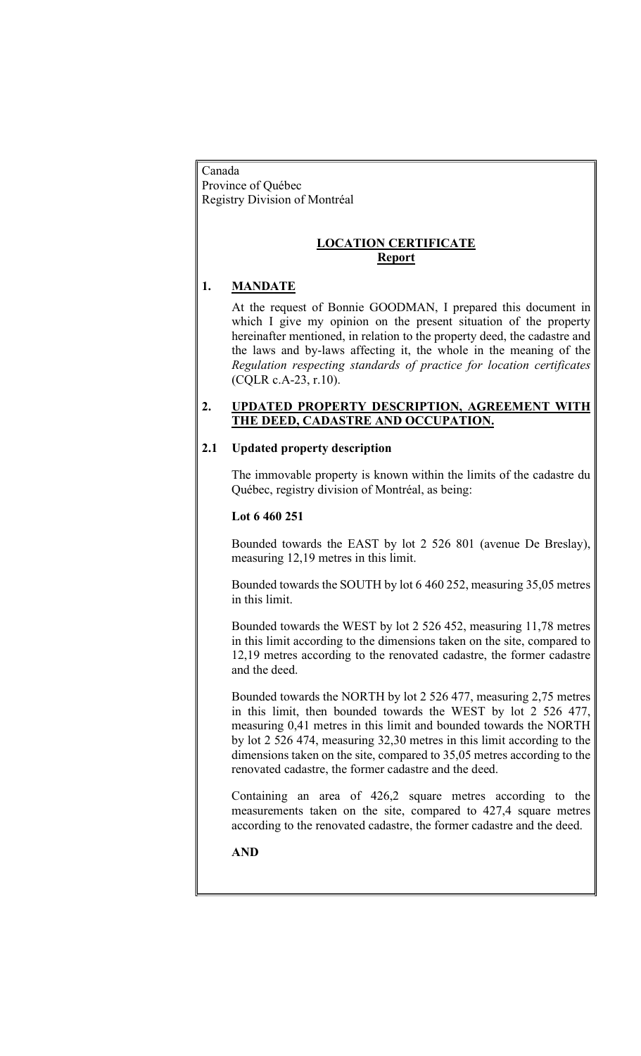Canada
Province of Québec
Registry Division of Montréal

## LOCATION CERTIFICATE
## Report

### 1. MANDATE

At the request of Bonnie GOODMAN, I prepared this document in which I give my opinion on the present situation of the property hereinafter mentioned, in relation to the property deed, the cadastre and the laws and by-laws affecting it, the whole in the meaning of the *Regulation respecting standards of practice for location certificates* (CQLR c.A-23, r.10).

### 2. UPDATED PROPERTY DESCRIPTION, AGREEMENT WITH THE DEED, CADASTRE AND OCCUPATION.

#### 2.1 Updated property description

The immovable property is known within the limits of the cadastre du Québec, registry division of Montréal, as being:

**Lot 6 460 251**

Bounded towards the EAST by lot 2 526 801 (avenue De Breslay), measuring 12,19 metres in this limit.

Bounded towards the SOUTH by lot 6 460 252, measuring 35,05 metres in this limit.

Bounded towards the WEST by lot 2 526 452, measuring 11,78 metres in this limit according to the dimensions taken on the site, compared to 12,19 metres according to the renovated cadastre, the former cadastre and the deed.

Bounded towards the NORTH by lot 2 526 477, measuring 2,75 metres in this limit, then bounded towards the WEST by lot 2 526 477, measuring 0,41 metres in this limit and bounded towards the NORTH by lot 2 526 474, measuring 32,30 metres in this limit according to the dimensions taken on the site, compared to 35,05 metres according to the renovated cadastre, the former cadastre and the deed.

Containing an area of 426,2 square metres according to the measurements taken on the site, compared to 427,4 square metres according to the renovated cadastre, the former cadastre and the deed.

**AND**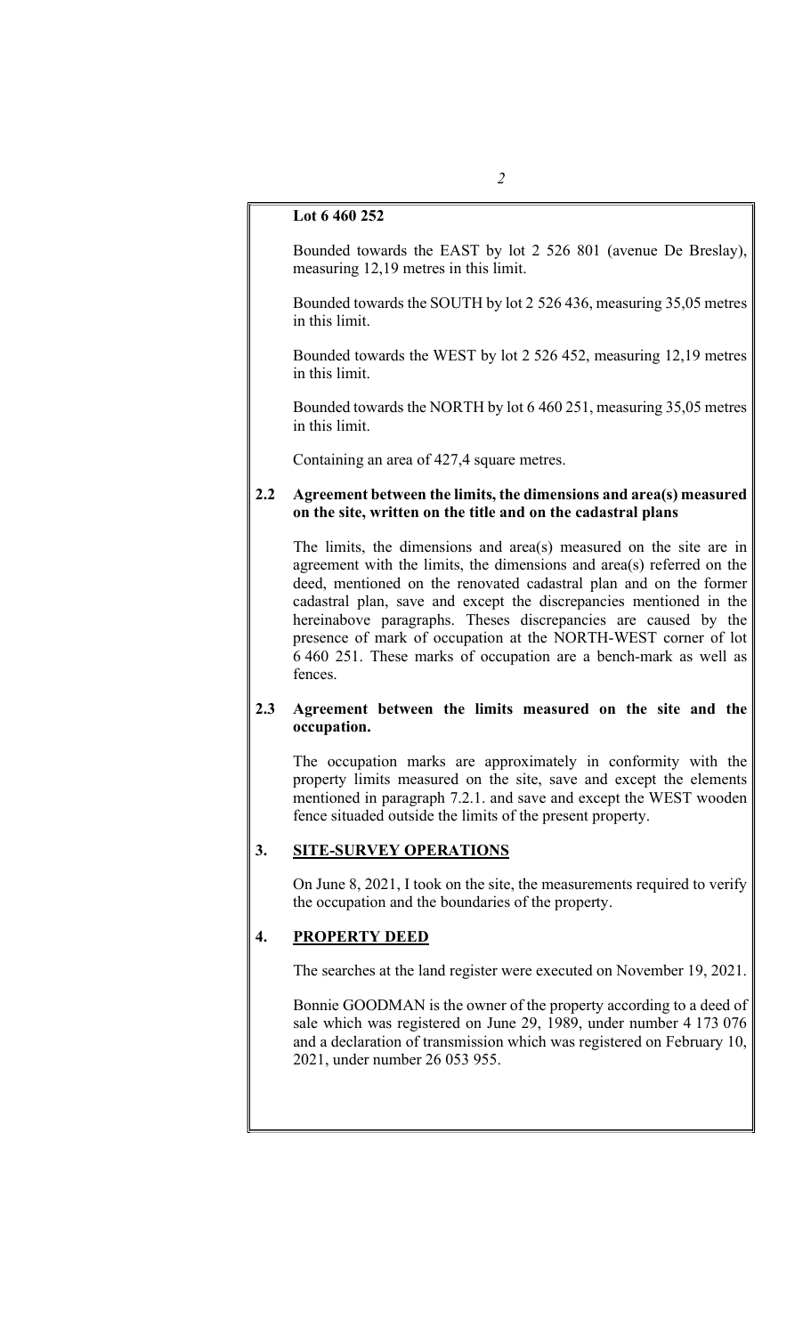**Lot 6 460 252**

Bounded towards the EAST by lot 2 526 801 (avenue De Breslay), measuring 12,19 metres in this limit.

Bounded towards the SOUTH by lot 2 526 436, measuring 35,05 metres in this limit.

Bounded towards the WEST by lot 2 526 452, measuring 12,19 metres in this limit.

Bounded towards the NORTH by lot 6 460 251, measuring 35,05 metres in this limit.

Containing an area of 427,4 square metres.

### 2.2 Agreement between the limits, the dimensions and area(s) measured on the site, written on the title and on the cadastral plans

The limits, the dimensions and area(s) measured on the site are in agreement with the limits, the dimensions and area(s) referred on the deed, mentioned on the renovated cadastral plan and on the former cadastral plan, save and except the discrepancies mentioned in the hereinabove paragraphs. Theses discrepancies are caused by the presence of mark of occupation at the NORTH-WEST corner of lot 6 460 251. These marks of occupation are a bench-mark as well as fences.

### 2.3 Agreement between the limits measured on the site and the occupation.

The occupation marks are approximately in conformity with the property limits measured on the site, save and except the elements mentioned in paragraph 7.2.1. and save and except the WEST wooden fence situaded outside the limits of the present property.

## 3. SITE-SURVEY OPERATIONS

On June 8, 2021, I took on the site, the measurements required to verify the occupation and the boundaries of the property.

## 4. PROPERTY DEED

The searches at the land register were executed on November 19, 2021.

Bonnie GOODMAN is the owner of the property according to a deed of sale which was registered on June 29, 1989, under number 4 173 076 and a declaration of transmission which was registered on February 10, 2021, under number 26 053 955.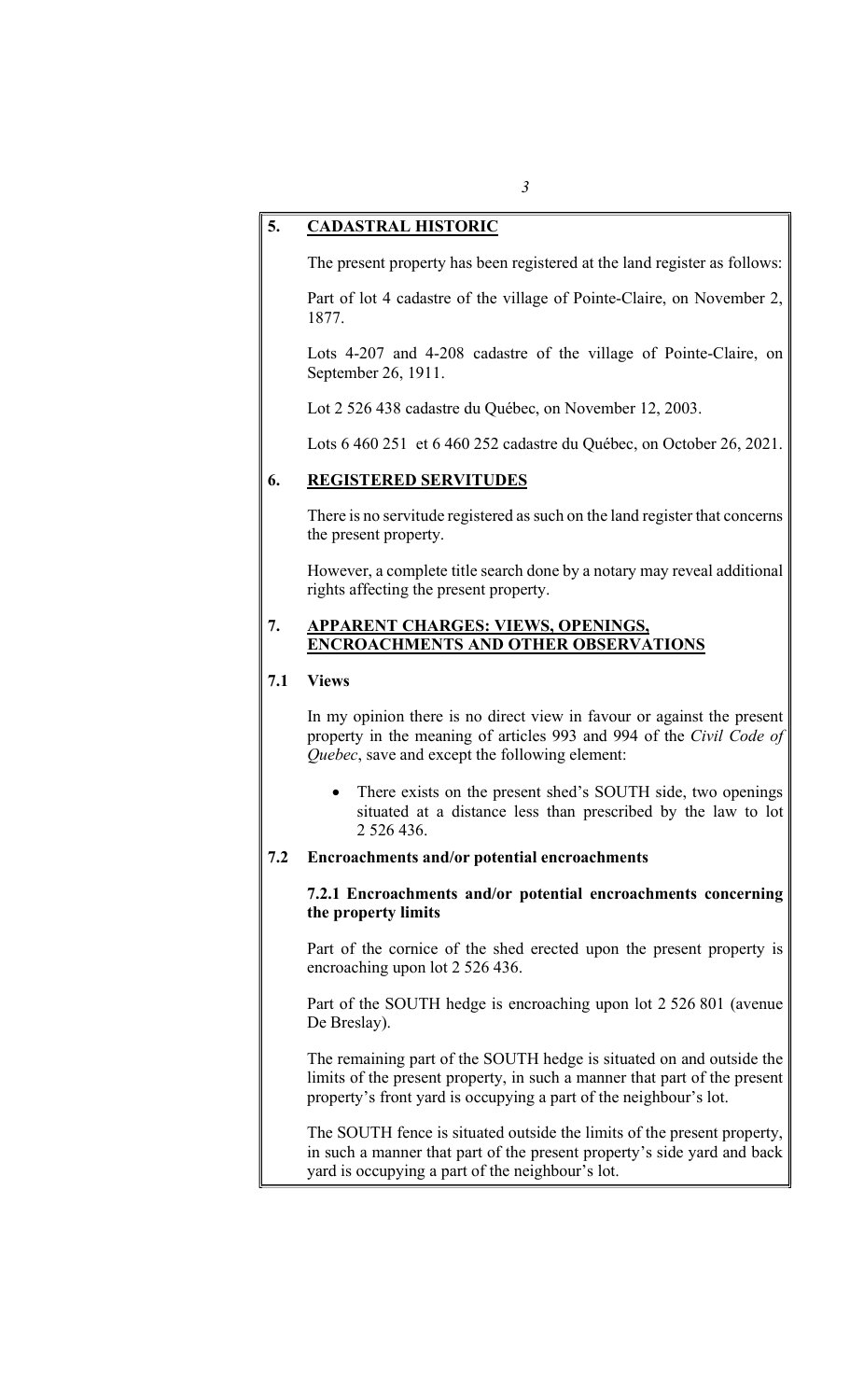## 5. CADASTRAL HISTORIC

The present property has been registered at the land register as follows:

Part of lot 4 cadastre of the village of Pointe-Claire, on November 2, 1877.

Lots 4-207 and 4-208 cadastre of the village of Pointe-Claire, on September 26, 1911.

Lot 2 526 438 cadastre du Québec, on November 12, 2003.

Lots 6 460 251 et 6 460 252 cadastre du Québec, on October 26, 2021.

## 6. REGISTERED SERVITUDES

There is no servitude registered as such on the land register that concerns the present property.

However, a complete title search done by a notary may reveal additional rights affecting the present property.

## 7. APPARENT CHARGES: VIEWS, OPENINGS, ENCROACHMENTS AND OTHER OBSERVATIONS

### 7.1 Views

In my opinion there is no direct view in favour or against the present property in the meaning of articles 993 and 994 of the *Civil Code of Quebec*, save and except the following element:

- There exists on the present shed's SOUTH side, two openings situated at a distance less than prescribed by the law to lot 2 526 436.

### 7.2 Encroachments and/or potential encroachments

#### 7.2.1 Encroachments and/or potential encroachments concerning the property limits

Part of the cornice of the shed erected upon the present property is encroaching upon lot 2 526 436.

Part of the SOUTH hedge is encroaching upon lot 2 526 801 (avenue De Breslay).

The remaining part of the SOUTH hedge is situated on and outside the limits of the present property, in such a manner that part of the present property's front yard is occupying a part of the neighbour's lot.

The SOUTH fence is situated outside the limits of the present property, in such a manner that part of the present property's side yard and back yard is occupying a part of the neighbour's lot.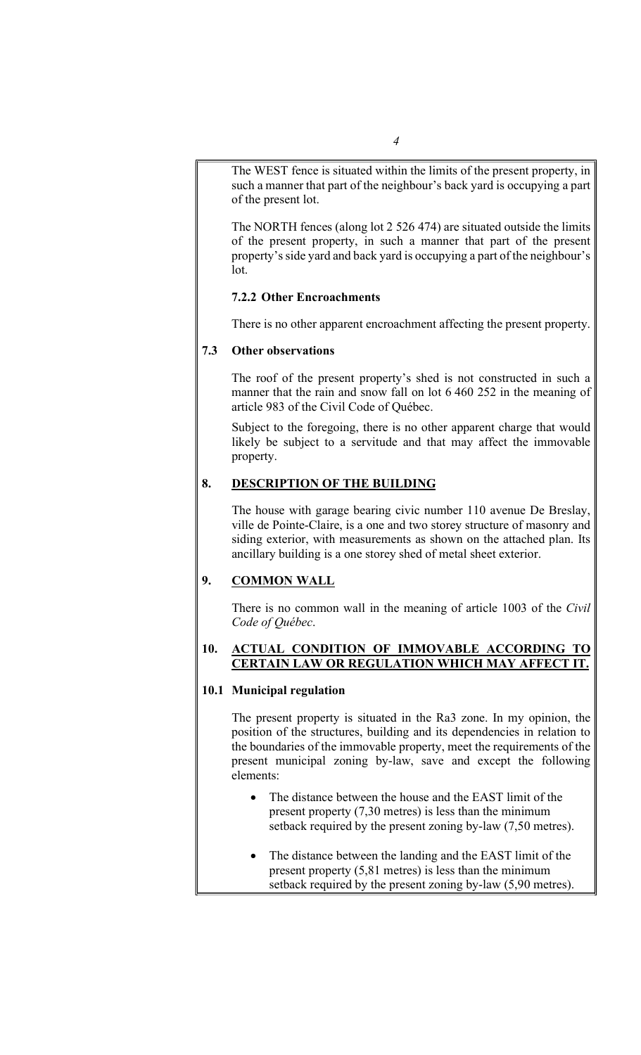The WEST fence is situated within the limits of the present property, in such a manner that part of the neighbour's back yard is occupying a part of the present lot.

The NORTH fences (along lot 2 526 474) are situated outside the limits of the present property, in such a manner that part of the present property's side yard and back yard is occupying a part of the neighbour's lot.

#### 7.2.2 Other Encroachments

There is no other apparent encroachment affecting the present property.

### 7.3 Other observations

The roof of the present property's shed is not constructed in such a manner that the rain and snow fall on lot 6 460 252 in the meaning of article 983 of the Civil Code of Québec.

Subject to the foregoing, there is no other apparent charge that would likely be subject to a servitude and that may affect the immovable property.

## 8. DESCRIPTION OF THE BUILDING

The house with garage bearing civic number 110 avenue De Breslay, ville de Pointe-Claire, is a one and two storey structure of masonry and siding exterior, with measurements as shown on the attached plan. Its ancillary building is a one storey shed of metal sheet exterior.

## 9. COMMON WALL

There is no common wall in the meaning of article 1003 of the *Civil Code of Québec*.

## 10. ACTUAL CONDITION OF IMMOVABLE ACCORDING TO CERTAIN LAW OR REGULATION WHICH MAY AFFECT IT.

### 10.1 Municipal regulation

The present property is situated in the Ra3 zone. In my opinion, the position of the structures, building and its dependencies in relation to the boundaries of the immovable property, meet the requirements of the present municipal zoning by-law, save and except the following elements:

- The distance between the house and the EAST limit of the present property (7,30 metres) is less than the minimum setback required by the present zoning by-law (7,50 metres).

- The distance between the landing and the EAST limit of the present property (5,81 metres) is less than the minimum setback required by the present zoning by-law (5,90 metres).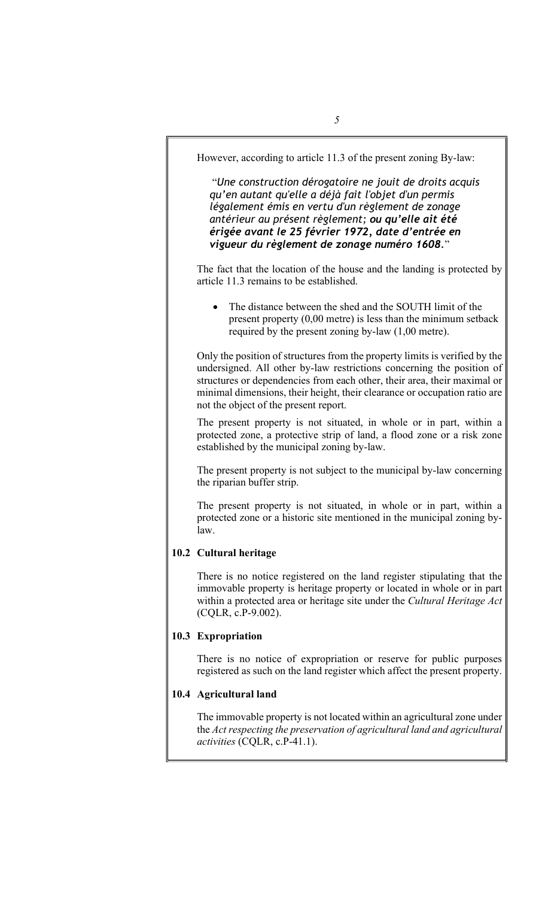However, according to article 11.3 of the present zoning By-law:

> "*Une construction dérogatoire ne jouit de droits acquis qu'en autant qu'elle a déjà fait l'objet d'un permis légalement émis en vertu d'un règlement de zonage antérieur au présent règlement;* ***ou qu'elle ait été érigée avant le 25 février 1972, date d'entrée en vigueur du règlement de zonage numéro 1608.***"

The fact that the location of the house and the landing is protected by article 11.3 remains to be established.

- The distance between the shed and the SOUTH limit of the present property (0,00 metre) is less than the minimum setback required by the present zoning by-law (1,00 metre).

Only the position of structures from the property limits is verified by the undersigned. All other by-law restrictions concerning the position of structures or dependencies from each other, their area, their maximal or minimal dimensions, their height, their clearance or occupation ratio are not the object of the present report.

The present property is not situated, in whole or in part, within a protected zone, a protective strip of land, a flood zone or a risk zone established by the municipal zoning by-law.

The present property is not subject to the municipal by-law concerning the riparian buffer strip.

The present property is not situated, in whole or in part, within a protected zone or a historic site mentioned in the municipal zoning by-law.

### 10.2 Cultural heritage

There is no notice registered on the land register stipulating that the immovable property is heritage property or located in whole or in part within a protected area or heritage site under the *Cultural Heritage Act* (CQLR, c.P-9.002).

### 10.3 Expropriation

There is no notice of expropriation or reserve for public purposes registered as such on the land register which affect the present property.

### 10.4 Agricultural land

The immovable property is not located within an agricultural zone under the *Act respecting the preservation of agricultural land and agricultural activities* (CQLR, c.P-41.1).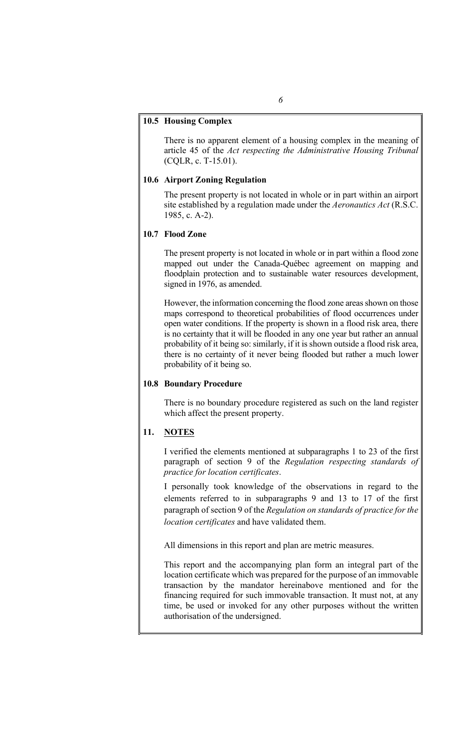### 10.5 Housing Complex

There is no apparent element of a housing complex in the meaning of article 45 of the *Act respecting the Administrative Housing Tribunal* (CQLR, c. T-15.01).

### 10.6 Airport Zoning Regulation

The present property is not located in whole or in part within an airport site established by a regulation made under the *Aeronautics Act* (R.S.C. 1985, c. A-2).

### 10.7 Flood Zone

The present property is not located in whole or in part within a flood zone mapped out under the Canada-Québec agreement on mapping and floodplain protection and to sustainable water resources development, signed in 1976, as amended.

However, the information concerning the flood zone areas shown on those maps correspond to theoretical probabilities of flood occurrences under open water conditions. If the property is shown in a flood risk area, there is no certainty that it will be flooded in any one year but rather an annual probability of it being so: similarly, if it is shown outside a flood risk area, there is no certainty of it never being flooded but rather a much lower probability of it being so.

### 10.8 Boundary Procedure

There is no boundary procedure registered as such on the land register which affect the present property.

## 11. NOTES

I verified the elements mentioned at subparagraphs 1 to 23 of the first paragraph of section 9 of the *Regulation respecting standards of practice for location certificates*.

I personally took knowledge of the observations in regard to the elements referred to in subparagraphs 9 and 13 to 17 of the first paragraph of section 9 of the *Regulation on standards of practice for the location certificates* and have validated them.

All dimensions in this report and plan are metric measures.

This report and the accompanying plan form an integral part of the location certificate which was prepared for the purpose of an immovable transaction by the mandator hereinabove mentioned and for the financing required for such immovable transaction. It must not, at any time, be used or invoked for any other purposes without the written authorisation of the undersigned.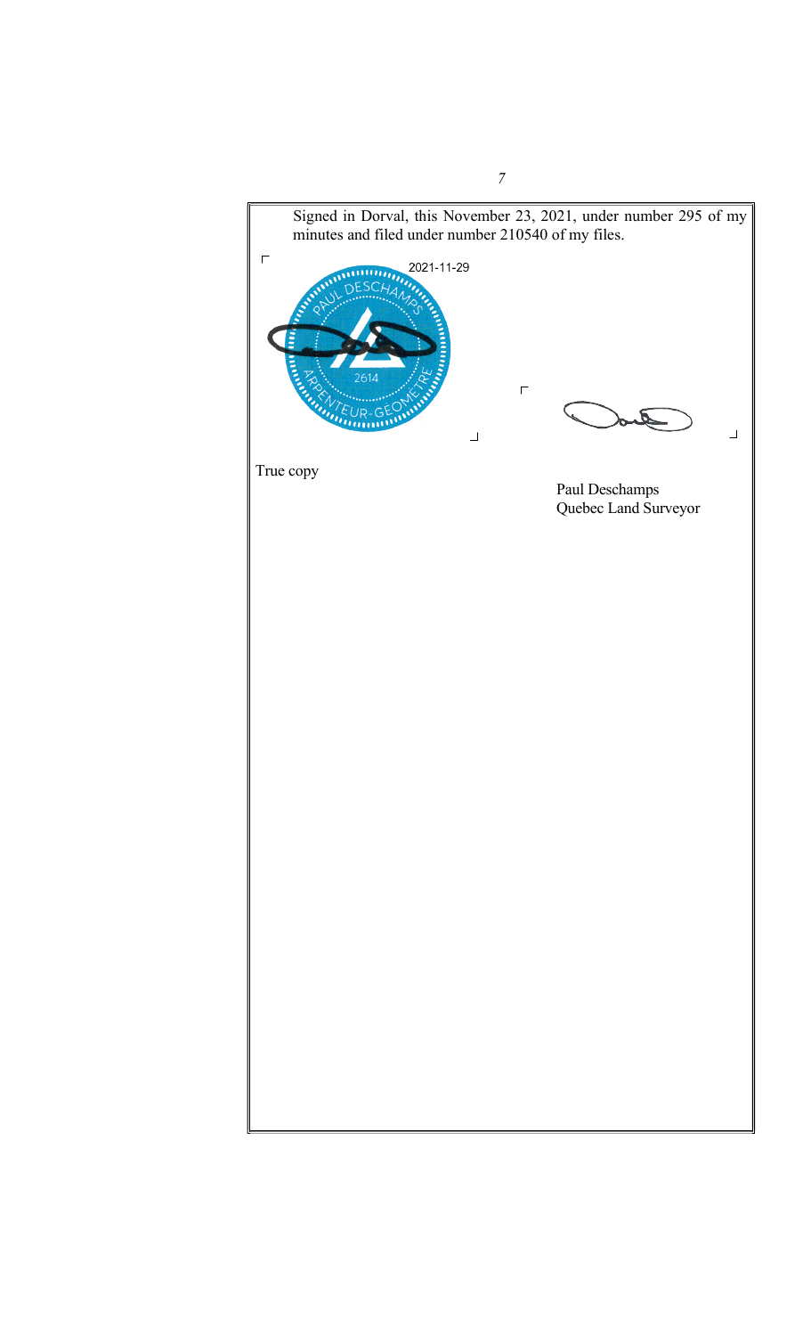Signed in Dorval, this November 23, 2021, under number 295 of my minutes and filed under number 210540 of my files.

2021-11-29

PAUL DESCHAMPS
2614
ARPENTEUR-GÉOMÈTRE

True copy

Paul Deschamps
Quebec Land Surveyor